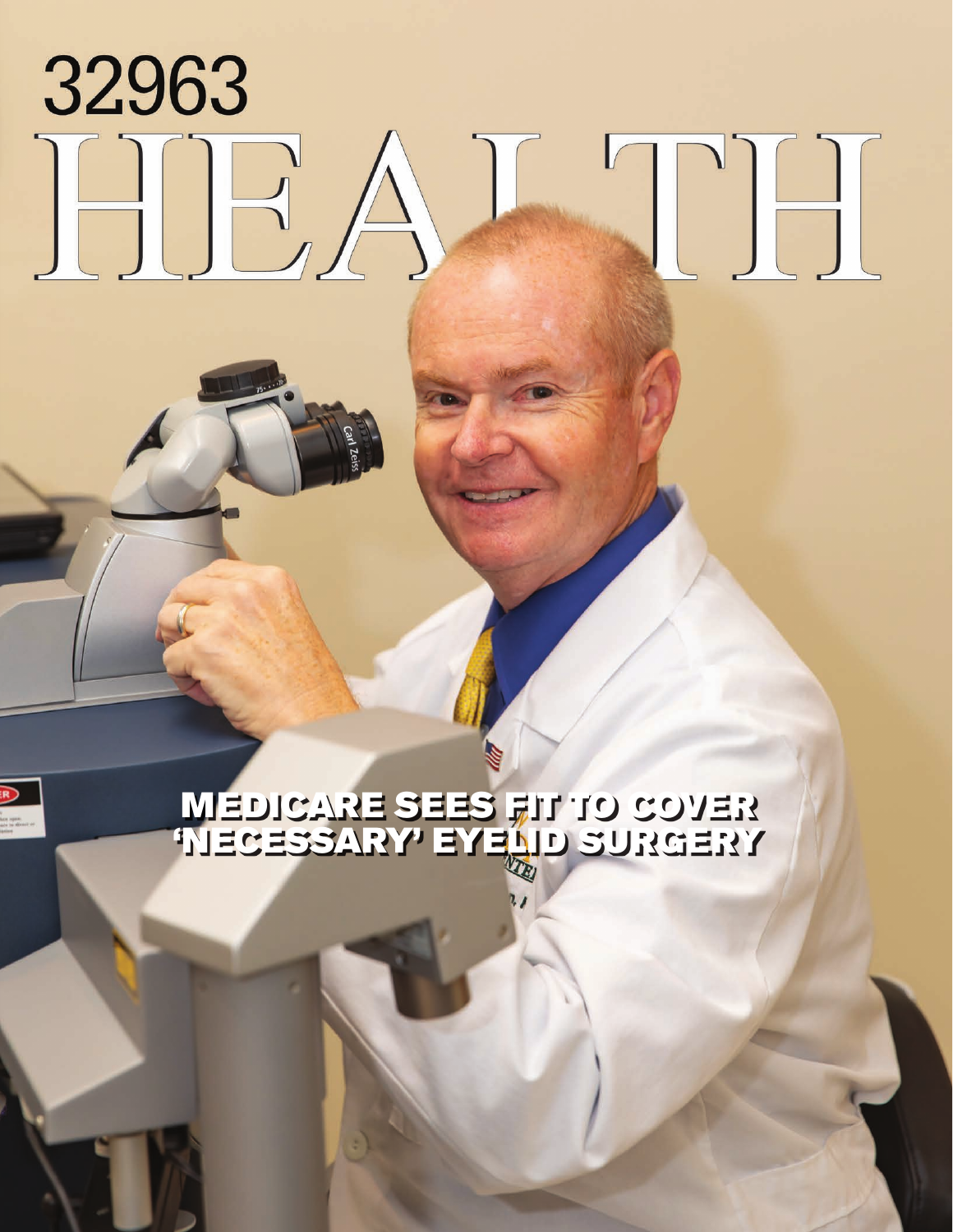# 32963 HEALTH

## MEDICARE SEES FIT TO COVER 'NECESSARY' EYELID SURGERY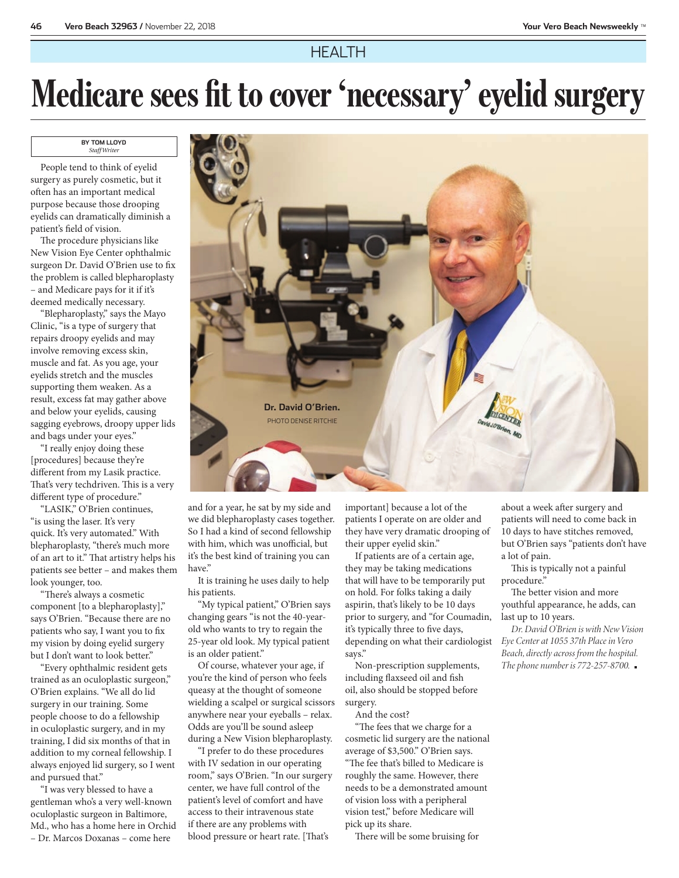HEALTH

# Medicare sees fit to cover 'necessary' eyelid surgery

BY TOM LLOYD
*Staff Writer*

People tend to think of eyelid surgery as purely cosmetic, but it often has an important medical purpose because those drooping eyelids can dramatically diminish a patient's field of vision.

The procedure physicians like New Vision Eye Center ophthalmic surgeon Dr. David O'Brien use to fix the problem is called blepharoplasty – and Medicare pays for it if it's deemed medically necessary.

"Blepharoplasty," says the Mayo Clinic, "is a type of surgery that repairs droopy eyelids and may involve removing excess skin, muscle and fat. As you age, your eyelids stretch and the muscles supporting them weaken. As a result, excess fat may gather above and below your eyelids, causing sagging eyebrows, droopy upper lids and bags under your eyes."

"I really enjoy doing these [procedures] because they're different from my Lasik practice. That's very techdriven. This is a very different type of procedure."

"LASIK," O'Brien continues, "is using the laser. It's very quick. It's very automated." With blepharoplasty, "there's much more of an art to it." That artistry helps his patients see better – and makes them look younger, too.

"There's always a cosmetic component [to a blepharoplasty]," says O'Brien. "Because there are no patients who say, I want you to fix my vision by doing eyelid surgery but I don't want to look better."

"Every ophthalmic resident gets trained as an oculoplastic surgeon," O'Brien explains. "We all do lid surgery in our training. Some people choose to do a fellowship in oculoplastic surgery, and in my training, I did six months of that in addition to my corneal fellowship. I always enjoyed lid surgery, so I went and pursued that."

"I was very blessed to have a gentleman who's a very well-known oculoplastic surgeon in Baltimore, Md., who has a home here in Orchid – Dr. Marcos Doxanas – come here and for a year, he sat by my side and we did blepharoplasty cases together. So I had a kind of second fellowship with him, which was unofficial, but it's the best kind of training you can have."

It is training he uses daily to help his patients.

"My typical patient," O'Brien says changing gears "is not the 40-year-old who wants to try to regain the 25-year old look. My typical patient is an older patient."

Of course, whatever your age, if you're the kind of person who feels queasy at the thought of someone wielding a scalpel or surgical scissors anywhere near your eyeballs – relax. Odds are you'll be sound asleep during a New Vision blepharoplasty.

"I prefer to do these procedures with IV sedation in our operating room," says O'Brien. "In our surgery center, we have full control of the patient's level of comfort and have access to their intravenous state if there are any problems with blood pressure or heart rate. [That's important] because a lot of the patients I operate on are older and they have very dramatic drooping of their upper eyelid skin."

If patients are of a certain age, they may be taking medications that will have to be temporarily put on hold. For folks taking a daily aspirin, that's likely to be 10 days prior to surgery, and "for Coumadin, it's typically three to five days, depending on what their cardiologist says."

Non-prescription supplements, including flaxseed oil and fish oil, also should be stopped before surgery.

And the cost?

"The fees that we charge for a cosmetic lid surgery are the national average of $3,500." O'Brien says. "The fee that's billed to Medicare is roughly the same. However, there needs to be a demonstrated amount of vision loss with a peripheral vision test," before Medicare will pick up its share.

There will be some bruising for about a week after surgery and patients will need to come back in 10 days to have stitches removed, but O'Brien says "patients don't have a lot of pain.

This is typically not a painful procedure."

The better vision and more youthful appearance, he adds, can last up to 10 years.

*Dr. David O'Brien is with New Vision Eye Center at 1055 37th Place in Vero Beach, directly across from the hospital. The phone number is 772-257-8700.*

**Dr. David O'Brien.**
PHOTO DENISE RITCHIE